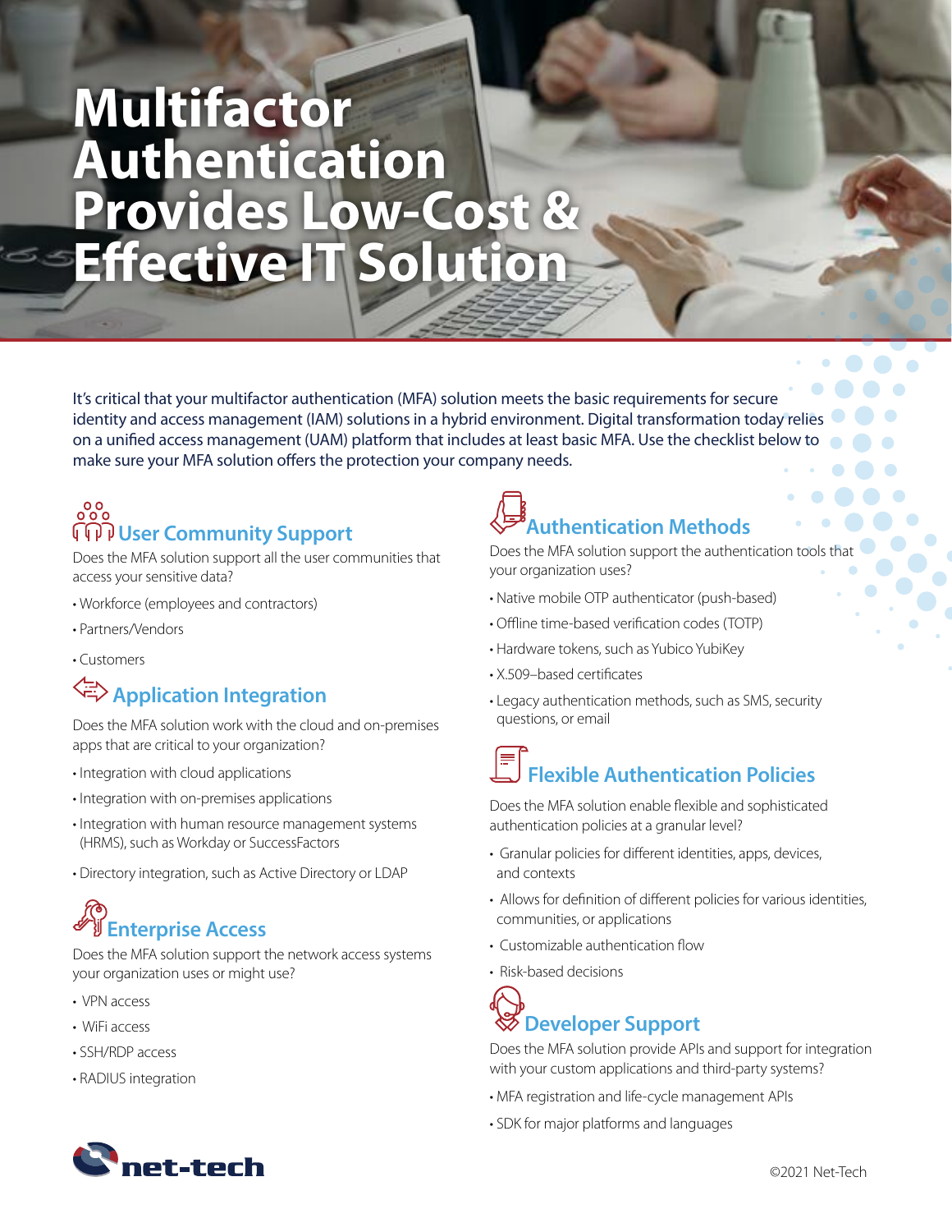# Multifactor Authentication Provides Low-Cost & Effective IT Solution

It's critical that your multifactor authentication (MFA) solution meets the basic requirements for secure identity and access management (IAM) solutions in a hybrid environment. Digital transformation today relies on a unified access management (UAM) platform that includes at least basic MFA. Use the checklist below to make sure your MFA solution offers the protection your company needs.

## User Community Support

Does the MFA solution support all the user communities that access your sensitive data?

- Workforce (employees and contractors)
- Partners/Vendors
- Customers

## Application Integration

Does the MFA solution work with the cloud and on-premises apps that are critical to your organization?

- Integration with cloud applications
- Integration with on-premises applications
- Integration with human resource management systems (HRMS), such as Workday or SuccessFactors
- Directory integration, such as Active Directory or LDAP

## Enterprise Access

Does the MFA solution support the network access systems your organization uses or might use?

- VPN access
- WiFi access
- SSH/RDP access
- RADIUS integration

## Authentication Methods

Does the MFA solution support the authentication tools that your organization uses?

- Native mobile OTP authenticator (push-based)
- Offline time-based verification codes (TOTP)
- Hardware tokens, such as Yubico YubiKey
- X.509–based certificates
- Legacy authentication methods, such as SMS, security questions, or email

## Flexible Authentication Policies

Does the MFA solution enable flexible and sophisticated authentication policies at a granular level?

- Granular policies for different identities, apps, devices, and contexts
- Allows for definition of different policies for various identities, communities, or applications
- Customizable authentication flow
- Risk-based decisions

## Developer Support

Does the MFA solution provide APIs and support for integration with your custom applications and third-party systems?

- MFA registration and life-cycle management APIs
- SDK for major platforms and languages

net-tech

©2021 Net-Tech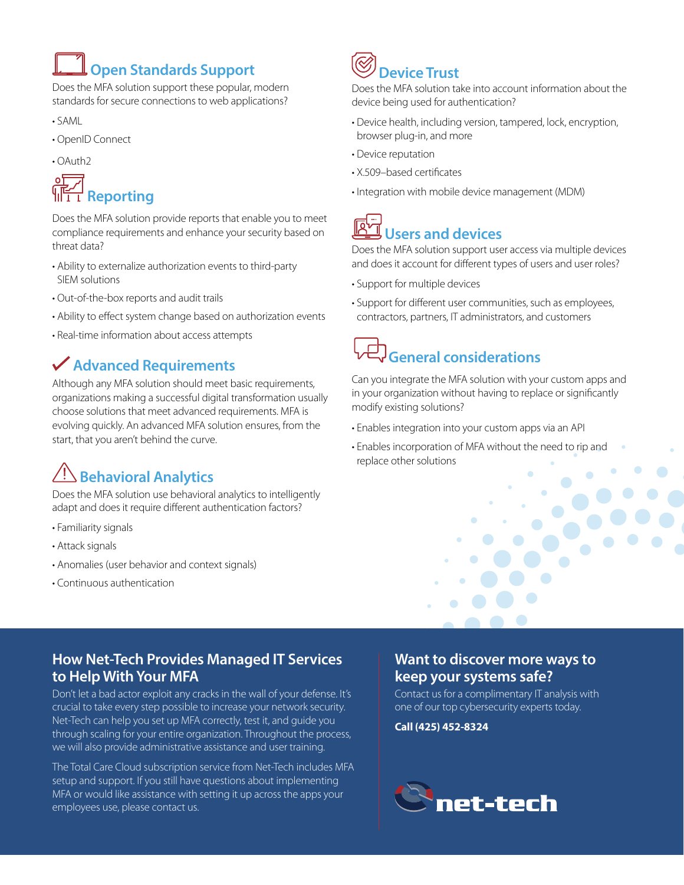## Open Standards Support

Does the MFA solution support these popular, modern standards for secure connections to web applications?

- SAML
- OpenID Connect
- OAuth2

## Reporting

Does the MFA solution provide reports that enable you to meet compliance requirements and enhance your security based on threat data?

- Ability to externalize authorization events to third-party SIEM solutions
- Out-of-the-box reports and audit trails
- Ability to effect system change based on authorization events
- Real-time information about access attempts

## Advanced Requirements

Although any MFA solution should meet basic requirements, organizations making a successful digital transformation usually choose solutions that meet advanced requirements. MFA is evolving quickly. An advanced MFA solution ensures, from the start, that you aren't behind the curve.

## Behavioral Analytics

Does the MFA solution use behavioral analytics to intelligently adapt and does it require different authentication factors?

- Familiarity signals
- Attack signals
- Anomalies (user behavior and context signals)
- Continuous authentication

## Device Trust

Does the MFA solution take into account information about the device being used for authentication?

- Device health, including version, tampered, lock, encryption, browser plug-in, and more
- Device reputation
- X.509–based certificates
- Integration with mobile device management (MDM)

## Users and devices

Does the MFA solution support user access via multiple devices and does it account for different types of users and user roles?

- Support for multiple devices
- Support for different user communities, such as employees, contractors, partners, IT administrators, and customers

## General considerations

Can you integrate the MFA solution with your custom apps and in your organization without having to replace or significantly modify existing solutions?

- Enables integration into your custom apps via an API
- Enables incorporation of MFA without the need to rip and replace other solutions

## How Net-Tech Provides Managed IT Services to Help With Your MFA

Don't let a bad actor exploit any cracks in the wall of your defense. It's crucial to take every step possible to increase your network security. Net-Tech can help you set up MFA correctly, test it, and guide you through scaling for your entire organization. Throughout the process, we will also provide administrative assistance and user training.

The Total Care Cloud subscription service from Net-Tech includes MFA setup and support. If you still have questions about implementing MFA or would like assistance with setting it up across the apps your employees use, please contact us.

## Want to discover more ways to keep your systems safe?

Contact us for a complimentary IT analysis with one of our top cybersecurity experts today.

**Call (425) 452-8324**

net-tech